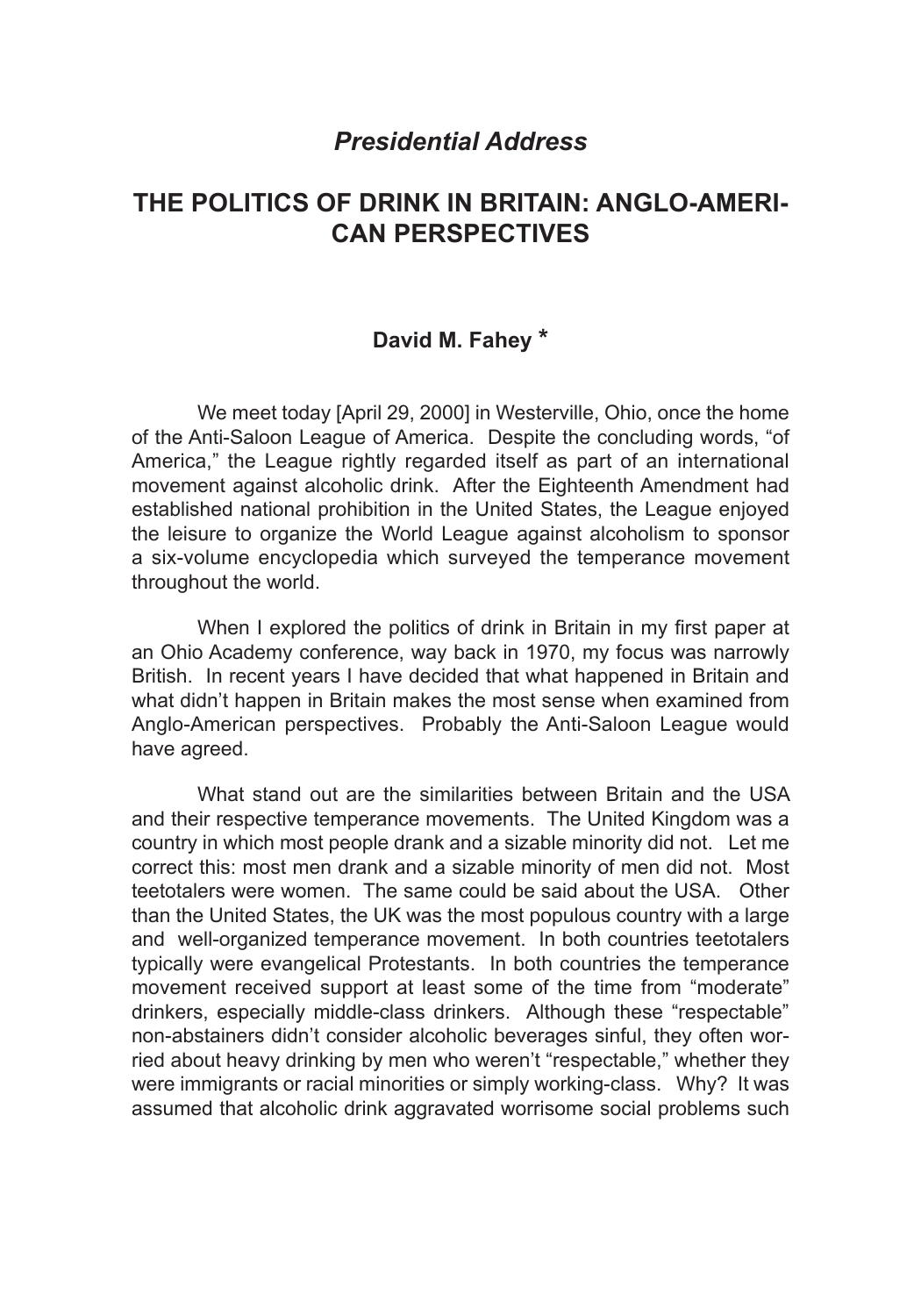*Presidential Address*

# THE POLITICS OF DRINK IN BRITAIN: ANGLO-AMERICAN PERSPECTIVES

**David M. Fahey** *

We meet today [April 29, 2000] in Westerville, Ohio, once the home of the Anti-Saloon League of America. Despite the concluding words, "of America," the League rightly regarded itself as part of an international movement against alcoholic drink. After the Eighteenth Amendment had established national prohibition in the United States, the League enjoyed the leisure to organize the World League against alcoholism to sponsor a six-volume encyclopedia which surveyed the temperance movement throughout the world.

When I explored the politics of drink in Britain in my first paper at an Ohio Academy conference, way back in 1970, my focus was narrowly British. In recent years I have decided that what happened in Britain and what didn't happen in Britain makes the most sense when examined from Anglo-American perspectives. Probably the Anti-Saloon League would have agreed.

What stand out are the similarities between Britain and the USA and their respective temperance movements. The United Kingdom was a country in which most people drank and a sizable minority did not. Let me correct this: most men drank and a sizable minority of men did not. Most teetotalers were women. The same could be said about the USA. Other than the United States, the UK was the most populous country with a large and well-organized temperance movement. In both countries teetotalers typically were evangelical Protestants. In both countries the temperance movement received support at least some of the time from "moderate" drinkers, especially middle-class drinkers. Although these "respectable" non-abstainers didn't consider alcoholic beverages sinful, they often worried about heavy drinking by men who weren't "respectable," whether they were immigrants or racial minorities or simply working-class. Why? It was assumed that alcoholic drink aggravated worrisome social problems such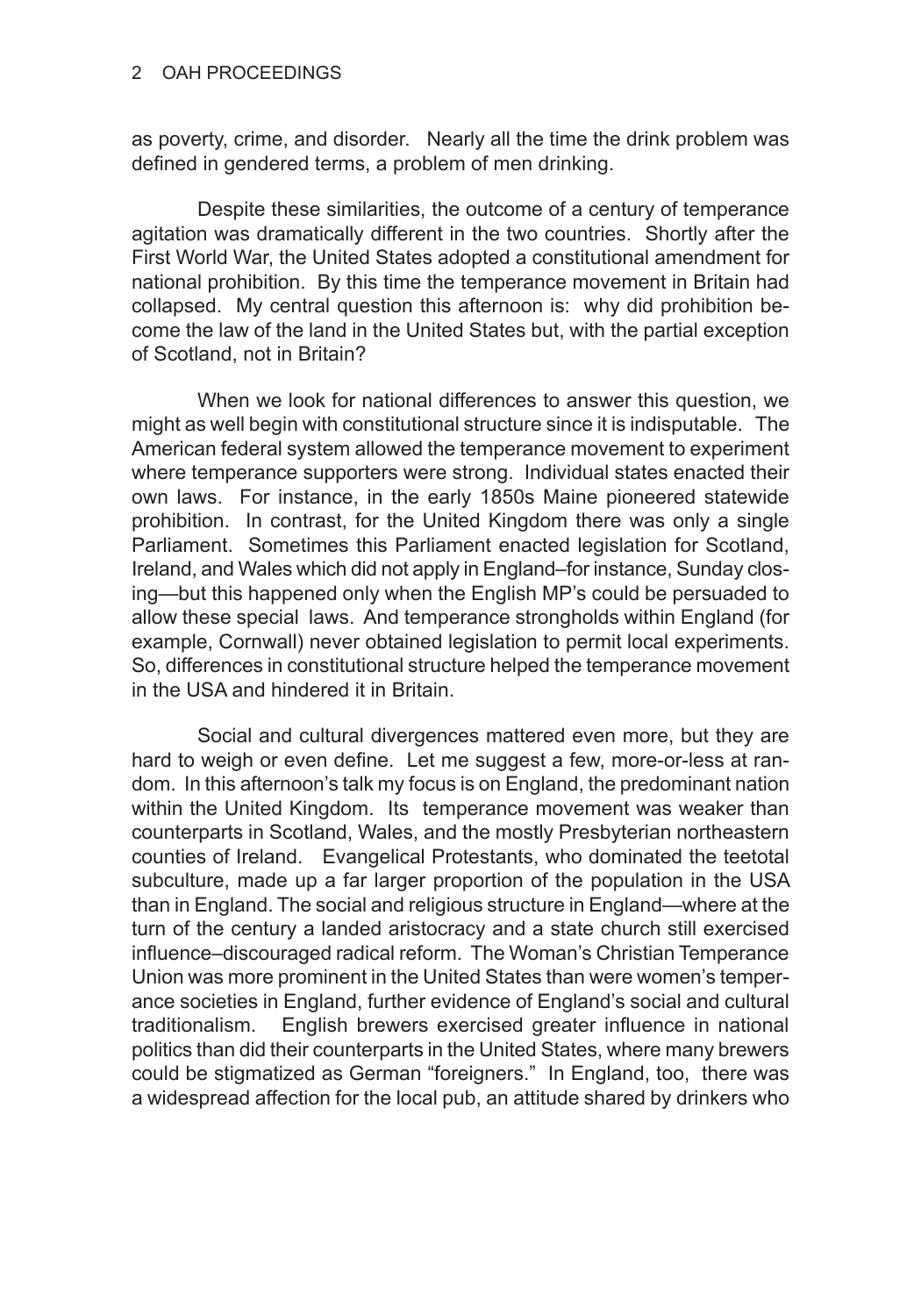as poverty, crime, and disorder. Nearly all the time the drink problem was defined in gendered terms, a problem of men drinking.

Despite these similarities, the outcome of a century of temperance agitation was dramatically different in the two countries. Shortly after the First World War, the United States adopted a constitutional amendment for national prohibition. By this time the temperance movement in Britain had collapsed. My central question this afternoon is: why did prohibition become the law of the land in the United States but, with the partial exception of Scotland, not in Britain?

When we look for national differences to answer this question, we might as well begin with constitutional structure since it is indisputable. The American federal system allowed the temperance movement to experiment where temperance supporters were strong. Individual states enacted their own laws. For instance, in the early 1850s Maine pioneered statewide prohibition. In contrast, for the United Kingdom there was only a single Parliament. Sometimes this Parliament enacted legislation for Scotland, Ireland, and Wales which did not apply in England–for instance, Sunday closing—but this happened only when the English MP's could be persuaded to allow these special laws. And temperance strongholds within England (for example, Cornwall) never obtained legislation to permit local experiments. So, differences in constitutional structure helped the temperance movement in the USA and hindered it in Britain.

Social and cultural divergences mattered even more, but they are hard to weigh or even define. Let me suggest a few, more-or-less at random. In this afternoon's talk my focus is on England, the predominant nation within the United Kingdom. Its temperance movement was weaker than counterparts in Scotland, Wales, and the mostly Presbyterian northeastern counties of Ireland. Evangelical Protestants, who dominated the teetotal subculture, made up a far larger proportion of the population in the USA than in England. The social and religious structure in England—where at the turn of the century a landed aristocracy and a state church still exercised influence–discouraged radical reform. The Woman's Christian Temperance Union was more prominent in the United States than were women's temperance societies in England, further evidence of England's social and cultural traditionalism. English brewers exercised greater influence in national politics than did their counterparts in the United States, where many brewers could be stigmatized as German "foreigners." In England, too, there was a widespread affection for the local pub, an attitude shared by drinkers who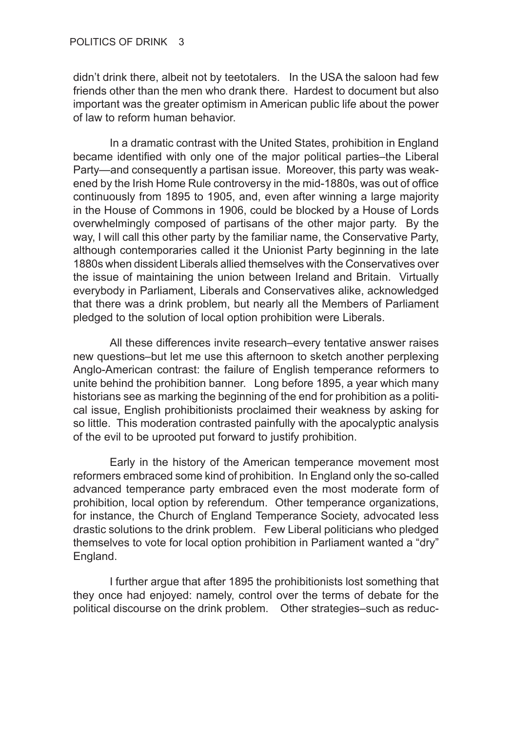didn't drink there, albeit not by teetotalers. In the USA the saloon had few friends other than the men who drank there. Hardest to document but also important was the greater optimism in American public life about the power of law to reform human behavior.

In a dramatic contrast with the United States, prohibition in England became identified with only one of the major political parties–the Liberal Party—and consequently a partisan issue. Moreover, this party was weakened by the Irish Home Rule controversy in the mid-1880s, was out of office continuously from 1895 to 1905, and, even after winning a large majority in the House of Commons in 1906, could be blocked by a House of Lords overwhelmingly composed of partisans of the other major party. By the way, I will call this other party by the familiar name, the Conservative Party, although contemporaries called it the Unionist Party beginning in the late 1880s when dissident Liberals allied themselves with the Conservatives over the issue of maintaining the union between Ireland and Britain. Virtually everybody in Parliament, Liberals and Conservatives alike, acknowledged that there was a drink problem, but nearly all the Members of Parliament pledged to the solution of local option prohibition were Liberals.

All these differences invite research–every tentative answer raises new questions–but let me use this afternoon to sketch another perplexing Anglo-American contrast: the failure of English temperance reformers to unite behind the prohibition banner. Long before 1895, a year which many historians see as marking the beginning of the end for prohibition as a political issue, English prohibitionists proclaimed their weakness by asking for so little. This moderation contrasted painfully with the apocalyptic analysis of the evil to be uprooted put forward to justify prohibition.

Early in the history of the American temperance movement most reformers embraced some kind of prohibition. In England only the so-called advanced temperance party embraced even the most moderate form of prohibition, local option by referendum. Other temperance organizations, for instance, the Church of England Temperance Society, advocated less drastic solutions to the drink problem. Few Liberal politicians who pledged themselves to vote for local option prohibition in Parliament wanted a "dry" England.

I further argue that after 1895 the prohibitionists lost something that they once had enjoyed: namely, control over the terms of debate for the political discourse on the drink problem. Other strategies–such as reduc-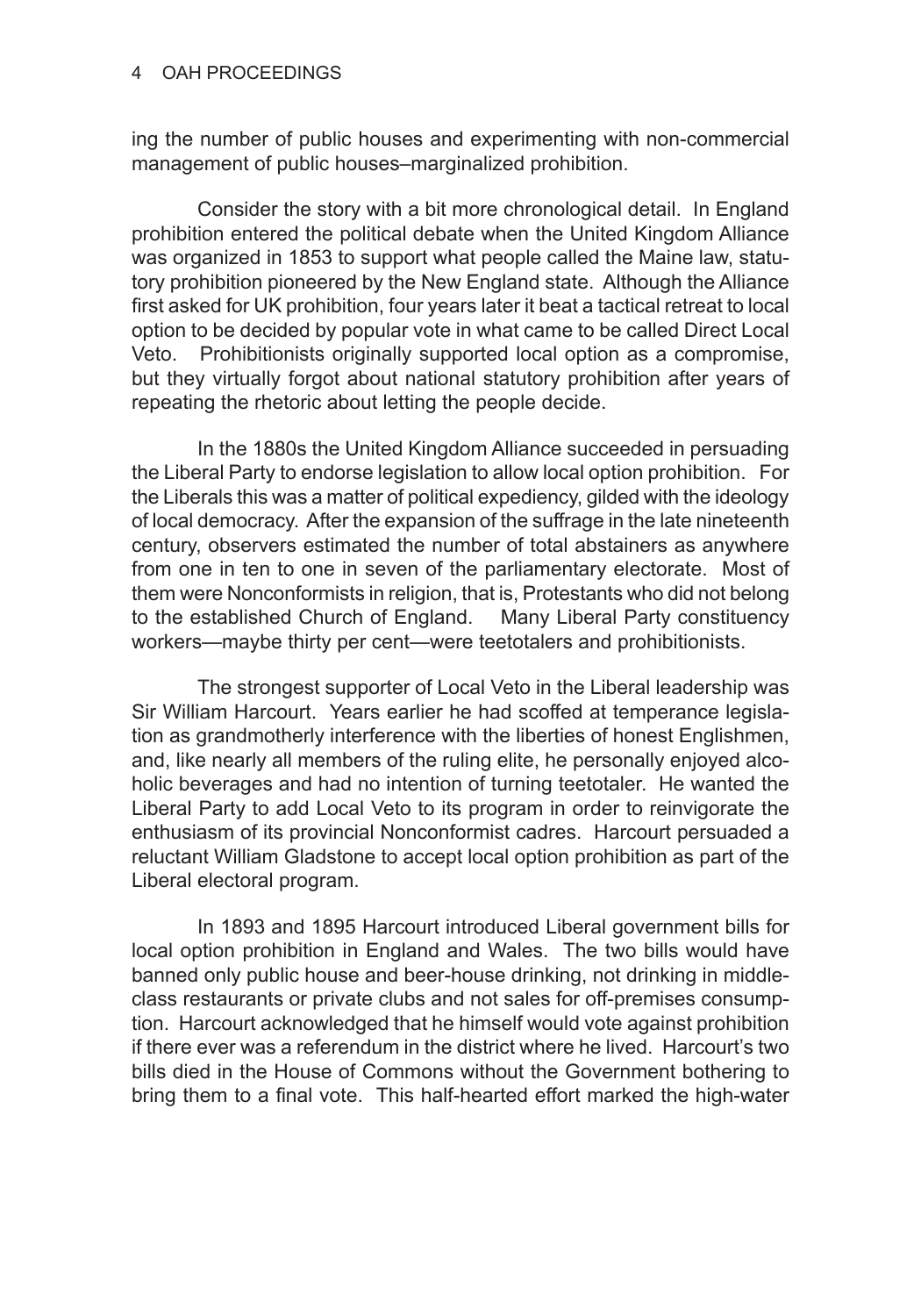ing the number of public houses and experimenting with non-commercial management of public houses–marginalized prohibition.

Consider the story with a bit more chronological detail. In England prohibition entered the political debate when the United Kingdom Alliance was organized in 1853 to support what people called the Maine law, statutory prohibition pioneered by the New England state. Although the Alliance first asked for UK prohibition, four years later it beat a tactical retreat to local option to be decided by popular vote in what came to be called Direct Local Veto. Prohibitionists originally supported local option as a compromise, but they virtually forgot about national statutory prohibition after years of repeating the rhetoric about letting the people decide.

In the 1880s the United Kingdom Alliance succeeded in persuading the Liberal Party to endorse legislation to allow local option prohibition. For the Liberals this was a matter of political expediency, gilded with the ideology of local democracy. After the expansion of the suffrage in the late nineteenth century, observers estimated the number of total abstainers as anywhere from one in ten to one in seven of the parliamentary electorate. Most of them were Nonconformists in religion, that is, Protestants who did not belong to the established Church of England. Many Liberal Party constituency workers—maybe thirty per cent—were teetotalers and prohibitionists.

The strongest supporter of Local Veto in the Liberal leadership was Sir William Harcourt. Years earlier he had scoffed at temperance legislation as grandmotherly interference with the liberties of honest Englishmen, and, like nearly all members of the ruling elite, he personally enjoyed alcoholic beverages and had no intention of turning teetotaler. He wanted the Liberal Party to add Local Veto to its program in order to reinvigorate the enthusiasm of its provincial Nonconformist cadres. Harcourt persuaded a reluctant William Gladstone to accept local option prohibition as part of the Liberal electoral program.

In 1893 and 1895 Harcourt introduced Liberal government bills for local option prohibition in England and Wales. The two bills would have banned only public house and beer-house drinking, not drinking in middle-class restaurants or private clubs and not sales for off-premises consumption. Harcourt acknowledged that he himself would vote against prohibition if there ever was a referendum in the district where he lived. Harcourt's two bills died in the House of Commons without the Government bothering to bring them to a final vote. This half-hearted effort marked the high-water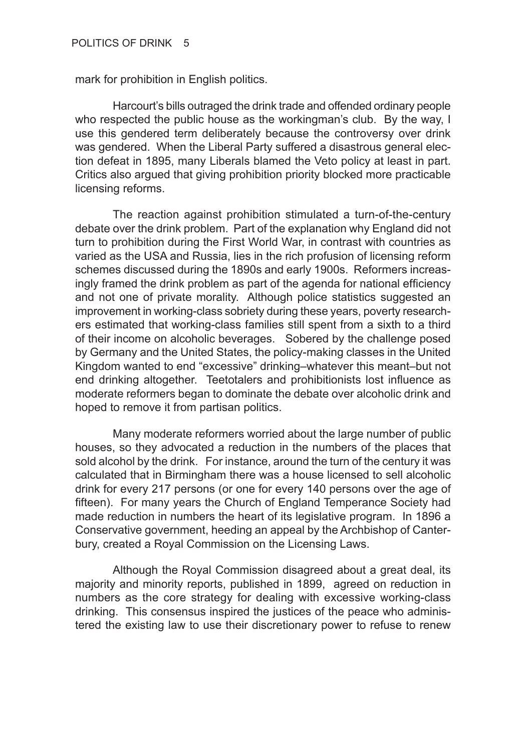mark for prohibition in English politics.

Harcourt's bills outraged the drink trade and offended ordinary people who respected the public house as the workingman's club. By the way, I use this gendered term deliberately because the controversy over drink was gendered. When the Liberal Party suffered a disastrous general election defeat in 1895, many Liberals blamed the Veto policy at least in part. Critics also argued that giving prohibition priority blocked more practicable licensing reforms.

The reaction against prohibition stimulated a turn-of-the-century debate over the drink problem. Part of the explanation why England did not turn to prohibition during the First World War, in contrast with countries as varied as the USA and Russia, lies in the rich profusion of licensing reform schemes discussed during the 1890s and early 1900s. Reformers increasingly framed the drink problem as part of the agenda for national efficiency and not one of private morality. Although police statistics suggested an improvement in working-class sobriety during these years, poverty researchers estimated that working-class families still spent from a sixth to a third of their income on alcoholic beverages. Sobered by the challenge posed by Germany and the United States, the policy-making classes in the United Kingdom wanted to end "excessive" drinking–whatever this meant–but not end drinking altogether. Teetotalers and prohibitionists lost influence as moderate reformers began to dominate the debate over alcoholic drink and hoped to remove it from partisan politics.

Many moderate reformers worried about the large number of public houses, so they advocated a reduction in the numbers of the places that sold alcohol by the drink. For instance, around the turn of the century it was calculated that in Birmingham there was a house licensed to sell alcoholic drink for every 217 persons (or one for every 140 persons over the age of fifteen). For many years the Church of England Temperance Society had made reduction in numbers the heart of its legislative program. In 1896 a Conservative government, heeding an appeal by the Archbishop of Canterbury, created a Royal Commission on the Licensing Laws.

Although the Royal Commission disagreed about a great deal, its majority and minority reports, published in 1899, agreed on reduction in numbers as the core strategy for dealing with excessive working-class drinking. This consensus inspired the justices of the peace who administered the existing law to use their discretionary power to refuse to renew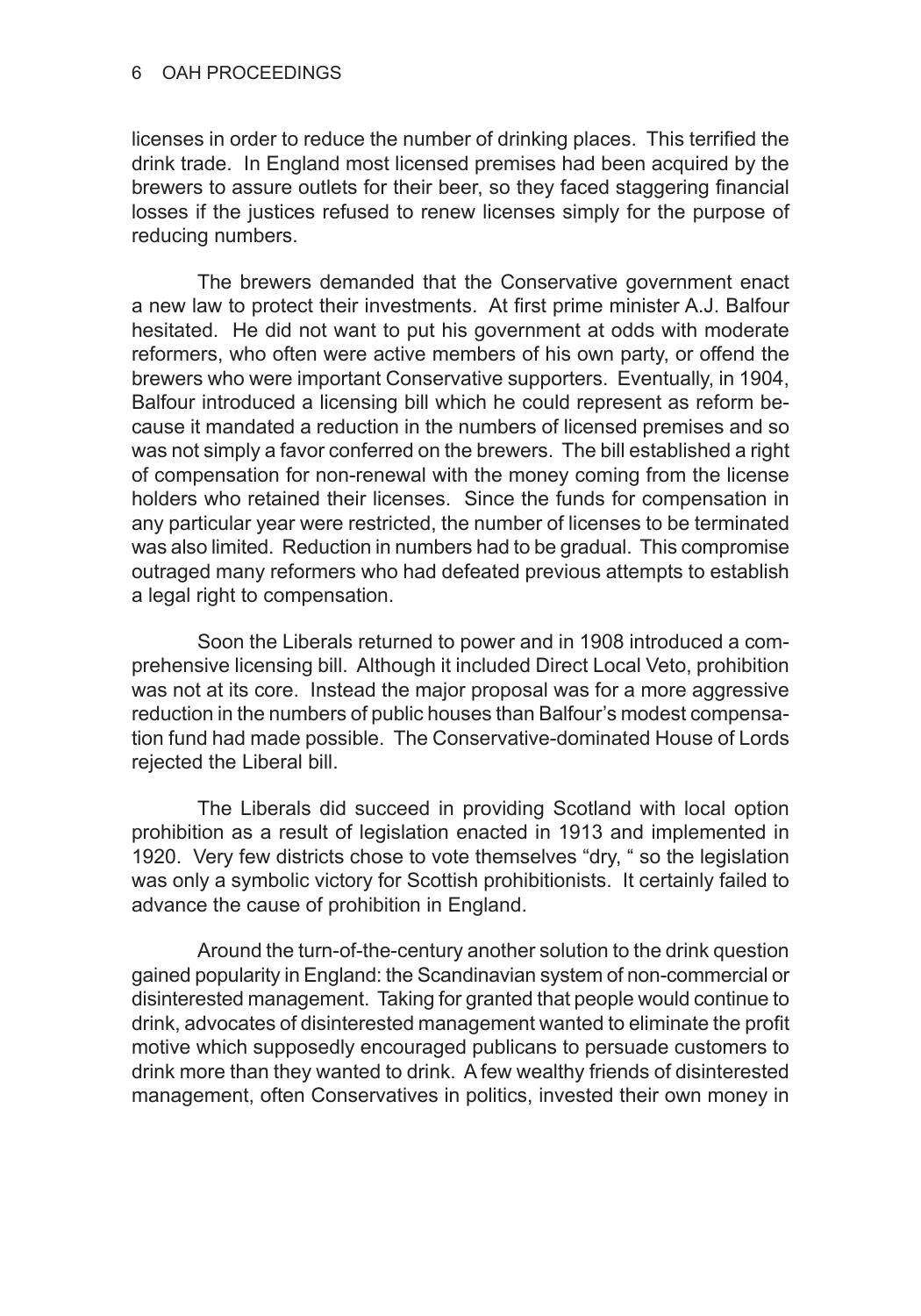licenses in order to reduce the number of drinking places. This terrified the drink trade. In England most licensed premises had been acquired by the brewers to assure outlets for their beer, so they faced staggering financial losses if the justices refused to renew licenses simply for the purpose of reducing numbers.

The brewers demanded that the Conservative government enact a new law to protect their investments. At first prime minister A.J. Balfour hesitated. He did not want to put his government at odds with moderate reformers, who often were active members of his own party, or offend the brewers who were important Conservative supporters. Eventually, in 1904, Balfour introduced a licensing bill which he could represent as reform because it mandated a reduction in the numbers of licensed premises and so was not simply a favor conferred on the brewers. The bill established a right of compensation for non-renewal with the money coming from the license holders who retained their licenses. Since the funds for compensation in any particular year were restricted, the number of licenses to be terminated was also limited. Reduction in numbers had to be gradual. This compromise outraged many reformers who had defeated previous attempts to establish a legal right to compensation.

Soon the Liberals returned to power and in 1908 introduced a comprehensive licensing bill. Although it included Direct Local Veto, prohibition was not at its core. Instead the major proposal was for a more aggressive reduction in the numbers of public houses than Balfour's modest compensation fund had made possible. The Conservative-dominated House of Lords rejected the Liberal bill.

The Liberals did succeed in providing Scotland with local option prohibition as a result of legislation enacted in 1913 and implemented in 1920. Very few districts chose to vote themselves "dry, " so the legislation was only a symbolic victory for Scottish prohibitionists. It certainly failed to advance the cause of prohibition in England.

Around the turn-of-the-century another solution to the drink question gained popularity in England: the Scandinavian system of non-commercial or disinterested management. Taking for granted that people would continue to drink, advocates of disinterested management wanted to eliminate the profit motive which supposedly encouraged publicans to persuade customers to drink more than they wanted to drink. A few wealthy friends of disinterested management, often Conservatives in politics, invested their own money in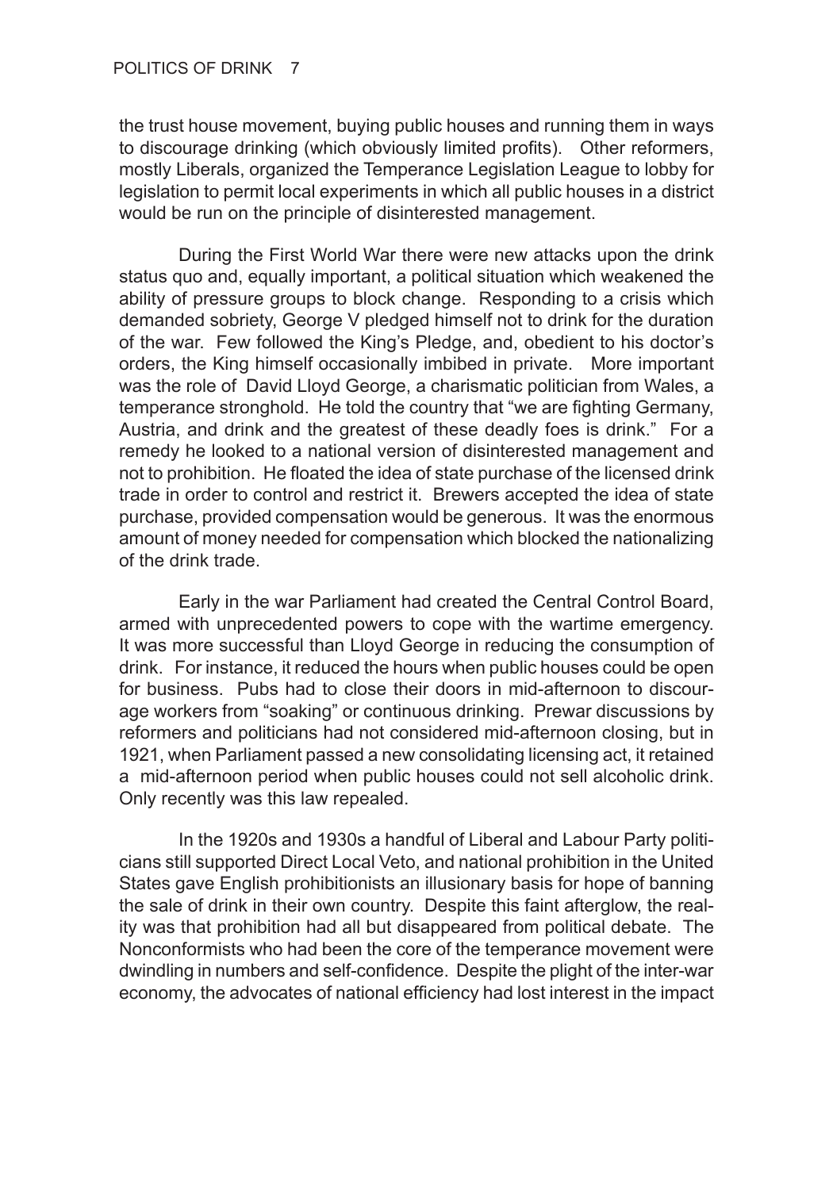the trust house movement, buying public houses and running them in ways to discourage drinking (which obviously limited profits). Other reformers, mostly Liberals, organized the Temperance Legislation League to lobby for legislation to permit local experiments in which all public houses in a district would be run on the principle of disinterested management.

During the First World War there were new attacks upon the drink status quo and, equally important, a political situation which weakened the ability of pressure groups to block change. Responding to a crisis which demanded sobriety, George V pledged himself not to drink for the duration of the war. Few followed the King's Pledge, and, obedient to his doctor's orders, the King himself occasionally imbibed in private. More important was the role of David Lloyd George, a charismatic politician from Wales, a temperance stronghold. He told the country that "we are fighting Germany, Austria, and drink and the greatest of these deadly foes is drink." For a remedy he looked to a national version of disinterested management and not to prohibition. He floated the idea of state purchase of the licensed drink trade in order to control and restrict it. Brewers accepted the idea of state purchase, provided compensation would be generous. It was the enormous amount of money needed for compensation which blocked the nationalizing of the drink trade.

Early in the war Parliament had created the Central Control Board, armed with unprecedented powers to cope with the wartime emergency. It was more successful than Lloyd George in reducing the consumption of drink. For instance, it reduced the hours when public houses could be open for business. Pubs had to close their doors in mid-afternoon to discourage workers from "soaking" or continuous drinking. Prewar discussions by reformers and politicians had not considered mid-afternoon closing, but in 1921, when Parliament passed a new consolidating licensing act, it retained a mid-afternoon period when public houses could not sell alcoholic drink. Only recently was this law repealed.

In the 1920s and 1930s a handful of Liberal and Labour Party politicians still supported Direct Local Veto, and national prohibition in the United States gave English prohibitionists an illusionary basis for hope of banning the sale of drink in their own country. Despite this faint afterglow, the reality was that prohibition had all but disappeared from political debate. The Nonconformists who had been the core of the temperance movement were dwindling in numbers and self-confidence. Despite the plight of the inter-war economy, the advocates of national efficiency had lost interest in the impact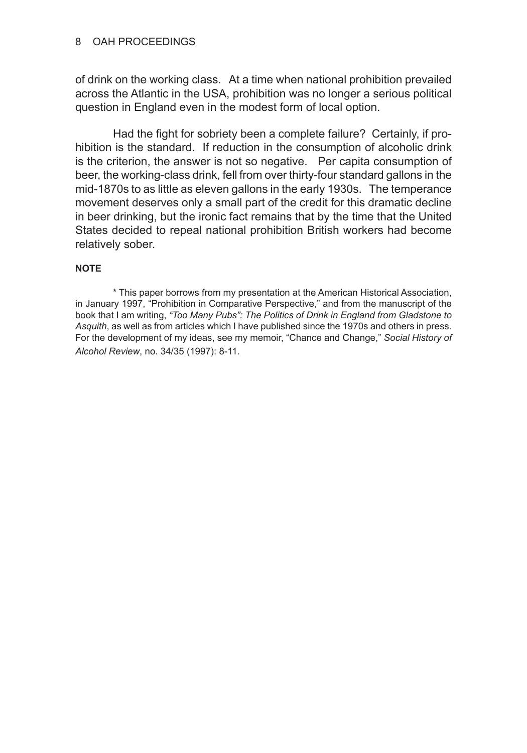of drink on the working class. At a time when national prohibition prevailed across the Atlantic in the USA, prohibition was no longer a serious political question in England even in the modest form of local option.

Had the fight for sobriety been a complete failure? Certainly, if prohibition is the standard. If reduction in the consumption of alcoholic drink is the criterion, the answer is not so negative. Per capita consumption of beer, the working-class drink, fell from over thirty-four standard gallons in the mid-1870s to as little as eleven gallons in the early 1930s. The temperance movement deserves only a small part of the credit for this dramatic decline in beer drinking, but the ironic fact remains that by the time that the United States decided to repeal national prohibition British workers had become relatively sober.

**NOTE**

\* This paper borrows from my presentation at the American Historical Association, in January 1997, "Prohibition in Comparative Perspective," and from the manuscript of the book that I am writing, *"Too Many Pubs": The Politics of Drink in England from Gladstone to Asquith*, as well as from articles which I have published since the 1970s and others in press. For the development of my ideas, see my memoir, "Chance and Change," *Social History of Alcohol Review*, no. 34/35 (1997): 8-11.